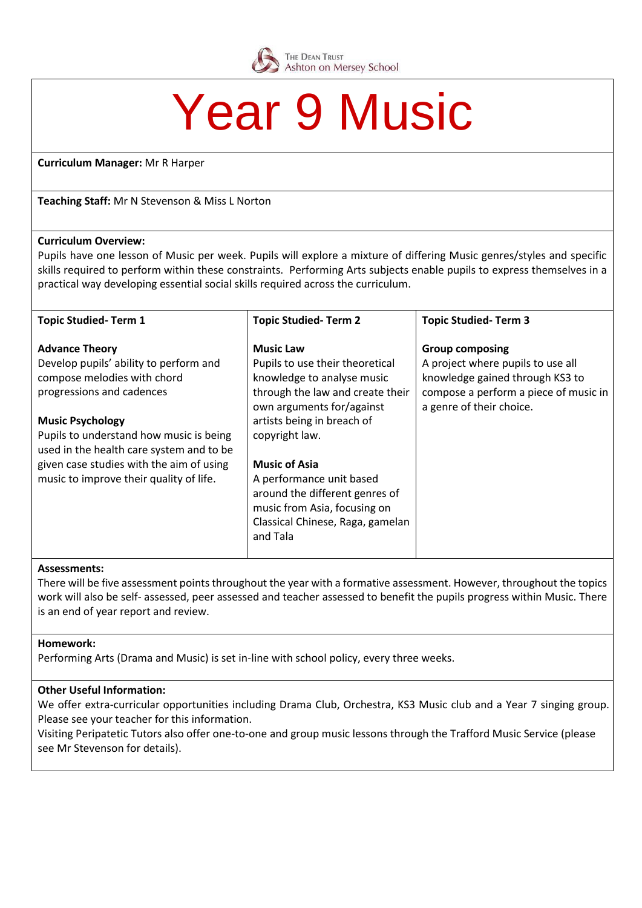The Dean Trust
Ashton on Mersey School

# Year 9 Music

**Curriculum Manager:** Mr R Harper

**Teaching Staff:** Mr N Stevenson & Miss L Norton

**Curriculum Overview:**
Pupils have one lesson of Music per week. Pupils will explore a mixture of differing Music genres/styles and specific skills required to perform within these constraints. Performing Arts subjects enable pupils to express themselves in a practical way developing essential social skills required across the curriculum.

| Topic Studied- Term 1 | Topic Studied- Term 2 | Topic Studied- Term 3 |
|---|---|---|
| **Advance Theory**<br>Develop pupils' ability to perform and compose melodies with chord progressions and cadences<br><br>**Music Psychology**<br>Pupils to understand how music is being used in the health care system and to be given case studies with the aim of using music to improve their quality of life. | **Music Law**<br>Pupils to use their theoretical knowledge to analyse music through the law and create their own arguments for/against artists being in breach of copyright law.<br><br>**Music of Asia**<br>A performance unit based around the different genres of music from Asia, focusing on Classical Chinese, Raga, gamelan and Tala | **Group composing**<br>A project where pupils to use all knowledge gained through KS3 to compose a perform a piece of music in a genre of their choice. |

**Assessments:**
There will be five assessment points throughout the year with a formative assessment. However, throughout the topics work will also be self- assessed, peer assessed and teacher assessed to benefit the pupils progress within Music. There is an end of year report and review.

**Homework:**
Performing Arts (Drama and Music) is set in-line with school policy, every three weeks.

**Other Useful Information:**
We offer extra-curricular opportunities including Drama Club, Orchestra, KS3 Music club and a Year 7 singing group. Please see your teacher for this information.
Visiting Peripatetic Tutors also offer one-to-one and group music lessons through the Trafford Music Service (please see Mr Stevenson for details).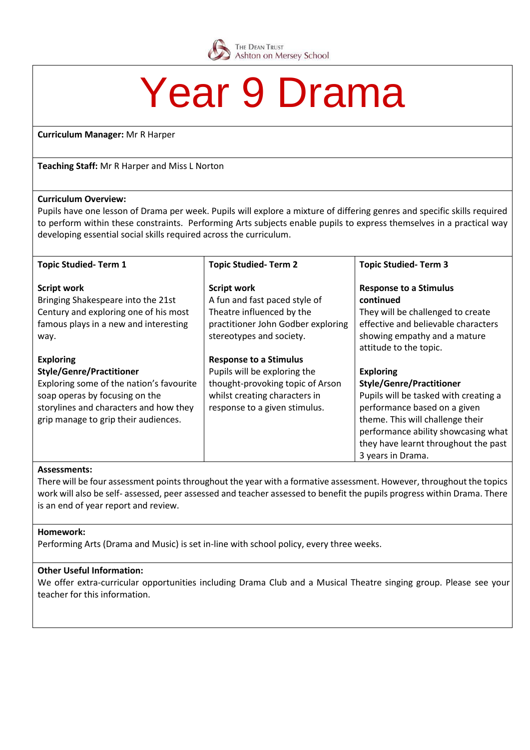The Dean Trust
Ashton on Mersey School

# Year 9 Drama

**Curriculum Manager:** Mr R Harper

**Teaching Staff:** Mr R Harper and Miss L Norton

**Curriculum Overview:**
Pupils have one lesson of Drama per week. Pupils will explore a mixture of differing genres and specific skills required to perform within these constraints. Performing Arts subjects enable pupils to express themselves in a practical way developing essential social skills required across the curriculum.

| Topic Studied- Term 1 | Topic Studied- Term 2 | Topic Studied- Term 3 |
|---|---|---|
| **Script work**<br>Bringing Shakespeare into the 21st Century and exploring one of his most famous plays in a new and interesting way.<br><br>**Exploring Style/Genre/Practitioner**<br>Exploring some of the nation's favourite soap operas by focusing on the storylines and characters and how they grip manage to grip their audiences. | **Script work**<br>A fun and fast paced style of Theatre influenced by the practitioner John Godber exploring stereotypes and society.<br><br>**Response to a Stimulus**<br>Pupils will be exploring the thought-provoking topic of Arson whilst creating characters in response to a given stimulus. | **Response to a Stimulus continued**<br>They will be challenged to create effective and believable characters showing empathy and a mature attitude to the topic.<br><br>**Exploring Style/Genre/Practitioner**<br>Pupils will be tasked with creating a performance based on a given theme. This will challenge their performance ability showcasing what they have learnt throughout the past 3 years in Drama. |

**Assessments:**
There will be four assessment points throughout the year with a formative assessment. However, throughout the topics work will also be self- assessed, peer assessed and teacher assessed to benefit the pupils progress within Drama. There is an end of year report and review.

**Homework:**
Performing Arts (Drama and Music) is set in-line with school policy, every three weeks.

**Other Useful Information:**
We offer extra-curricular opportunities including Drama Club and a Musical Theatre singing group. Please see your teacher for this information.